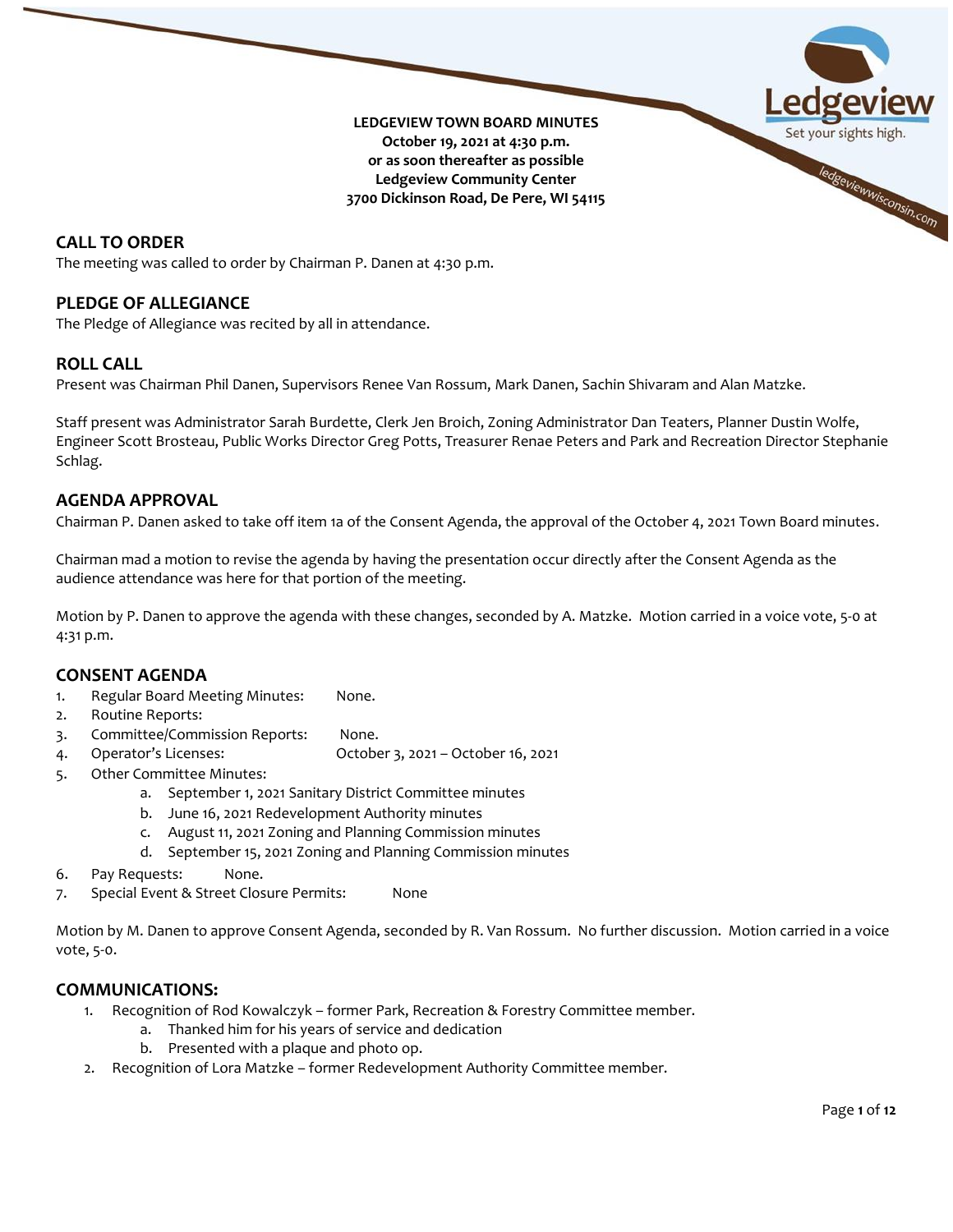**LEDGEVIEW TOWN BOARD MINUTES**
**October 19, 2021 at 4:30 p.m.**
**or as soon thereafter as possible**
**Ledgeview Community Center**
**3700 Dickinson Road, De Pere, WI 54115**

## CALL TO ORDER

The meeting was called to order by Chairman P. Danen at 4:30 p.m.

## PLEDGE OF ALLEGIANCE

The Pledge of Allegiance was recited by all in attendance.

## ROLL CALL

Present was Chairman Phil Danen, Supervisors Renee Van Rossum, Mark Danen, Sachin Shivaram and Alan Matzke.

Staff present was Administrator Sarah Burdette, Clerk Jen Broich, Zoning Administrator Dan Teaters, Planner Dustin Wolfe, Engineer Scott Brosteau, Public Works Director Greg Potts, Treasurer Renae Peters and Park and Recreation Director Stephanie Schlag.

## AGENDA APPROVAL

Chairman P. Danen asked to take off item 1a of the Consent Agenda, the approval of the October 4, 2021 Town Board minutes.

Chairman mad a motion to revise the agenda by having the presentation occur directly after the Consent Agenda as the audience attendance was here for that portion of the meeting.

Motion by P. Danen to approve the agenda with these changes, seconded by A. Matzke. Motion carried in a voice vote, 5-0 at 4:31 p.m.

## CONSENT AGENDA

1. Regular Board Meeting Minutes: None.
2. Routine Reports:
3. Committee/Commission Reports: None.
4. Operator's Licenses: October 3, 2021 – October 16, 2021
5. Other Committee Minutes:
   a. September 1, 2021 Sanitary District Committee minutes
   b. June 16, 2021 Redevelopment Authority minutes
   c. August 11, 2021 Zoning and Planning Commission minutes
   d. September 15, 2021 Zoning and Planning Commission minutes
6. Pay Requests: None.
7. Special Event & Street Closure Permits: None

Motion by M. Danen to approve Consent Agenda, seconded by R. Van Rossum. No further discussion. Motion carried in a voice vote, 5-0.

## COMMUNICATIONS:

1. Recognition of Rod Kowalczyk – former Park, Recreation & Forestry Committee member.
   a. Thanked him for his years of service and dedication
   b. Presented with a plaque and photo op.
2. Recognition of Lora Matzke – former Redevelopment Authority Committee member.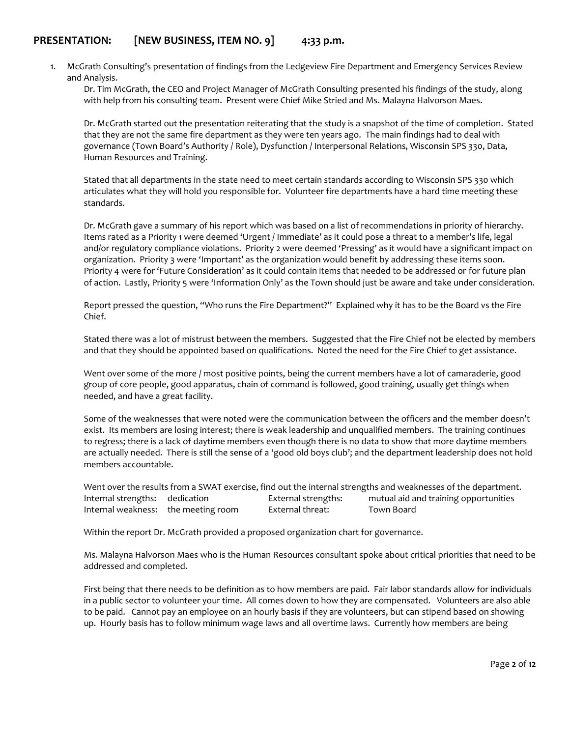## PRESENTATION: [NEW BUSINESS, ITEM NO. 9] 4:33 p.m.

1. McGrath Consulting's presentation of findings from the Ledgeview Fire Department and Emergency Services Review and Analysis.

   Dr. Tim McGrath, the CEO and Project Manager of McGrath Consulting presented his findings of the study, along with help from his consulting team. Present were Chief Mike Stried and Ms. Malayna Halvorson Maes.

   Dr. McGrath started out the presentation reiterating that the study is a snapshot of the time of completion. Stated that they are not the same fire department as they were ten years ago. The main findings had to deal with governance (Town Board's Authority / Role), Dysfunction / Interpersonal Relations, Wisconsin SPS 330, Data, Human Resources and Training.

   Stated that all departments in the state need to meet certain standards according to Wisconsin SPS 330 which articulates what they will hold you responsible for. Volunteer fire departments have a hard time meeting these standards.

   Dr. McGrath gave a summary of his report which was based on a list of recommendations in priority of hierarchy. Items rated as a Priority 1 were deemed 'Urgent / Immediate' as it could pose a threat to a member's life, legal and/or regulatory compliance violations. Priority 2 were deemed 'Pressing' as it would have a significant impact on organization. Priority 3 were 'Important' as the organization would benefit by addressing these items soon. Priority 4 were for 'Future Consideration' as it could contain items that needed to be addressed or for future plan of action. Lastly, Priority 5 were 'Information Only' as the Town should just be aware and take under consideration.

   Report pressed the question, "Who runs the Fire Department?" Explained why it has to be the Board vs the Fire Chief.

   Stated there was a lot of mistrust between the members. Suggested that the Fire Chief not be elected by members and that they should be appointed based on qualifications. Noted the need for the Fire Chief to get assistance.

   Went over some of the more / most positive points, being the current members have a lot of camaraderie, good group of core people, good apparatus, chain of command is followed, good training, usually get things when needed, and have a great facility.

   Some of the weaknesses that were noted were the communication between the officers and the member doesn't exist. Its members are losing interest; there is weak leadership and unqualified members. The training continues to regress; there is a lack of daytime members even though there is no data to show that more daytime members are actually needed. There is still the sense of a 'good old boys club'; and the department leadership does not hold members accountable.

   Went over the results from a SWAT exercise, find out the internal strengths and weaknesses of the department.

   | | | | |
   |---|---|---|---|
   | Internal strengths: | dedication | External strengths: | mutual aid and training opportunities |
   | Internal weakness: | the meeting room | External threat: | Town Board |

   Within the report Dr. McGrath provided a proposed organization chart for governance.

   Ms. Malayna Halvorson Maes who is the Human Resources consultant spoke about critical priorities that need to be addressed and completed.

   First being that there needs to be definition as to how members are paid. Fair labor standards allow for individuals in a public sector to volunteer your time. All comes down to how they are compensated. Volunteers are also able to be paid. Cannot pay an employee on an hourly basis if they are volunteers, but can stipend based on showing up. Hourly basis has to follow minimum wage laws and all overtime laws. Currently how members are being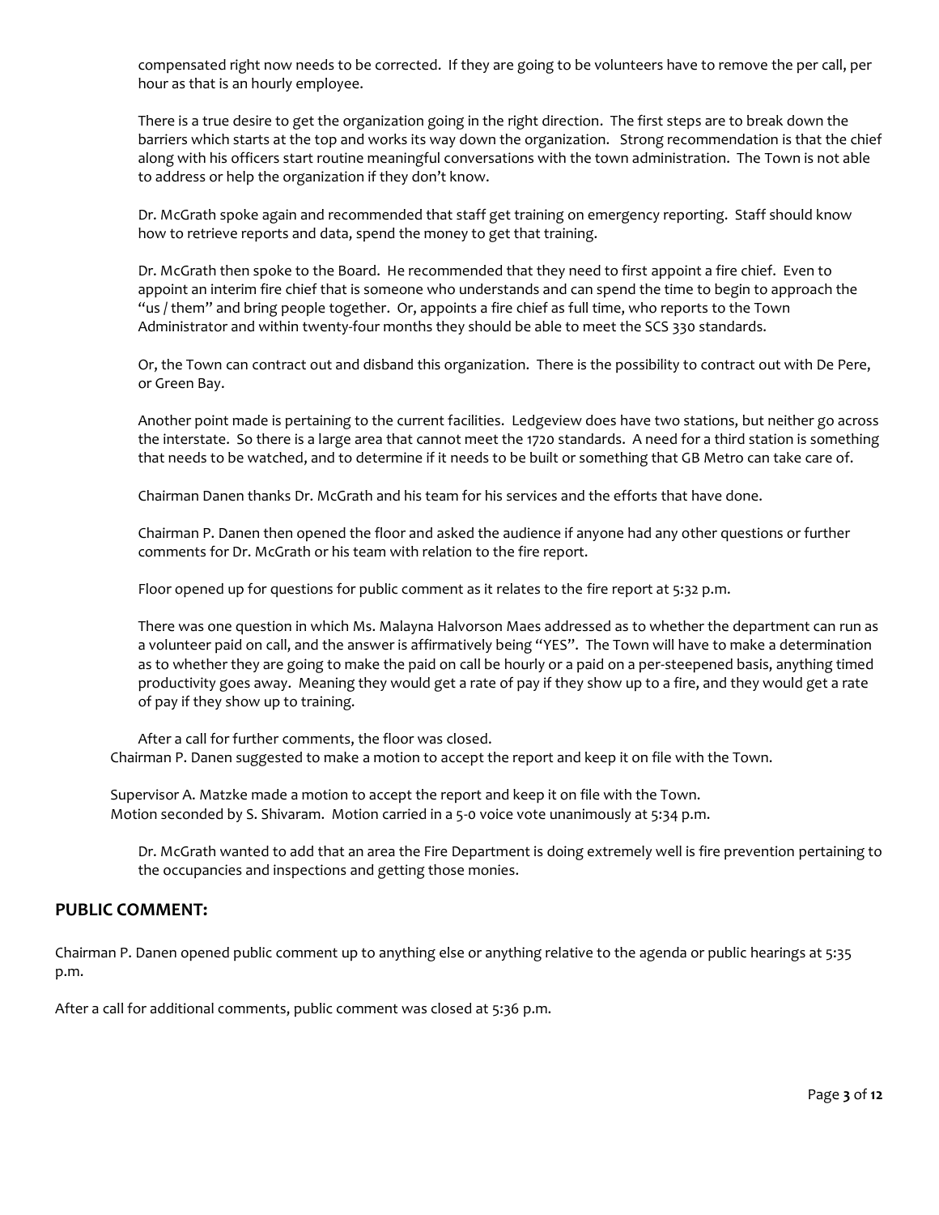compensated right now needs to be corrected. If they are going to be volunteers have to remove the per call, per hour as that is an hourly employee.

There is a true desire to get the organization going in the right direction. The first steps are to break down the barriers which starts at the top and works its way down the organization. Strong recommendation is that the chief along with his officers start routine meaningful conversations with the town administration. The Town is not able to address or help the organization if they don't know.

Dr. McGrath spoke again and recommended that staff get training on emergency reporting. Staff should know how to retrieve reports and data, spend the money to get that training.

Dr. McGrath then spoke to the Board. He recommended that they need to first appoint a fire chief. Even to appoint an interim fire chief that is someone who understands and can spend the time to begin to approach the "us / them" and bring people together. Or, appoints a fire chief as full time, who reports to the Town Administrator and within twenty-four months they should be able to meet the SCS 330 standards.

Or, the Town can contract out and disband this organization. There is the possibility to contract out with De Pere, or Green Bay.

Another point made is pertaining to the current facilities. Ledgeview does have two stations, but neither go across the interstate. So there is a large area that cannot meet the 1720 standards. A need for a third station is something that needs to be watched, and to determine if it needs to be built or something that GB Metro can take care of.

Chairman Danen thanks Dr. McGrath and his team for his services and the efforts that have done.

Chairman P. Danen then opened the floor and asked the audience if anyone had any other questions or further comments for Dr. McGrath or his team with relation to the fire report.

Floor opened up for questions for public comment as it relates to the fire report at 5:32 p.m.

There was one question in which Ms. Malayna Halvorson Maes addressed as to whether the department can run as a volunteer paid on call, and the answer is affirmatively being "YES". The Town will have to make a determination as to whether they are going to make the paid on call be hourly or a paid on a per-steepened basis, anything timed productivity goes away. Meaning they would get a rate of pay if they show up to a fire, and they would get a rate of pay if they show up to training.

After a call for further comments, the floor was closed.

Chairman P. Danen suggested to make a motion to accept the report and keep it on file with the Town.

Supervisor A. Matzke made a motion to accept the report and keep it on file with the Town.
Motion seconded by S. Shivaram. Motion carried in a 5-0 voice vote unanimously at 5:34 p.m.

Dr. McGrath wanted to add that an area the Fire Department is doing extremely well is fire prevention pertaining to the occupancies and inspections and getting those monies.

## PUBLIC COMMENT:

Chairman P. Danen opened public comment up to anything else or anything relative to the agenda or public hearings at 5:35 p.m.

After a call for additional comments, public comment was closed at 5:36 p.m.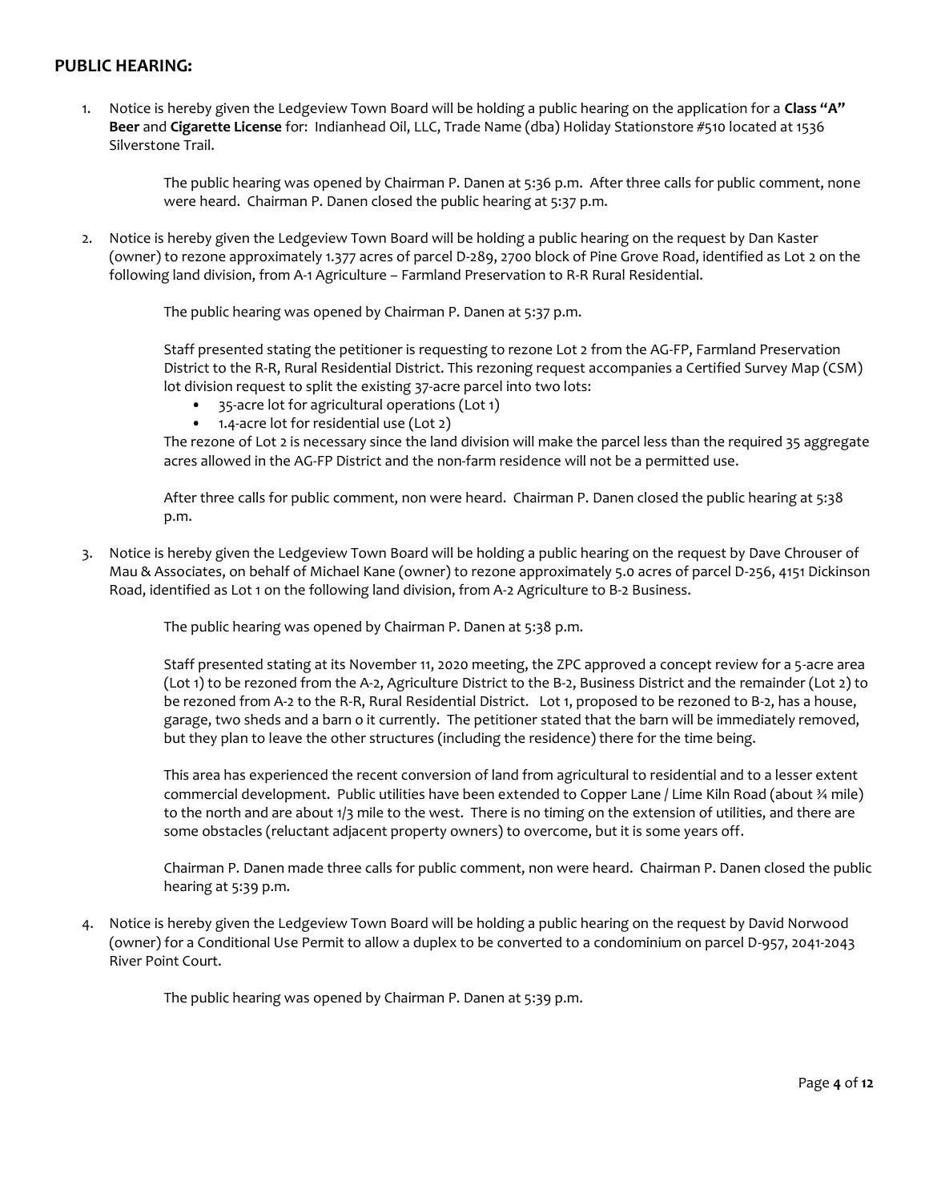## PUBLIC HEARING:

1. Notice is hereby given the Ledgeview Town Board will be holding a public hearing on the application for a **Class "A" Beer** and **Cigarette License** for: Indianhead Oil, LLC, Trade Name (dba) Holiday Stationstore #510 located at 1536 Silverstone Trail.

   The public hearing was opened by Chairman P. Danen at 5:36 p.m. After three calls for public comment, none were heard. Chairman P. Danen closed the public hearing at 5:37 p.m.

2. Notice is hereby given the Ledgeview Town Board will be holding a public hearing on the request by Dan Kaster (owner) to rezone approximately 1.377 acres of parcel D-289, 2700 block of Pine Grove Road, identified as Lot 2 on the following land division, from A-1 Agriculture – Farmland Preservation to R-R Rural Residential.

   The public hearing was opened by Chairman P. Danen at 5:37 p.m.

   Staff presented stating the petitioner is requesting to rezone Lot 2 from the AG-FP, Farmland Preservation District to the R-R, Rural Residential District. This rezoning request accompanies a Certified Survey Map (CSM) lot division request to split the existing 37-acre parcel into two lots:

   - 35-acre lot for agricultural operations (Lot 1)
   - 1.4-acre lot for residential use (Lot 2)

   The rezone of Lot 2 is necessary since the land division will make the parcel less than the required 35 aggregate acres allowed in the AG-FP District and the non-farm residence will not be a permitted use.

   After three calls for public comment, non were heard. Chairman P. Danen closed the public hearing at 5:38 p.m.

3. Notice is hereby given the Ledgeview Town Board will be holding a public hearing on the request by Dave Chrouser of Mau & Associates, on behalf of Michael Kane (owner) to rezone approximately 5.0 acres of parcel D-256, 4151 Dickinson Road, identified as Lot 1 on the following land division, from A-2 Agriculture to B-2 Business.

   The public hearing was opened by Chairman P. Danen at 5:38 p.m.

   Staff presented stating at its November 11, 2020 meeting, the ZPC approved a concept review for a 5-acre area (Lot 1) to be rezoned from the A-2, Agriculture District to the B-2, Business District and the remainder (Lot 2) to be rezoned from A-2 to the R-R, Rural Residential District. Lot 1, proposed to be rezoned to B-2, has a house, garage, two sheds and a barn o it currently. The petitioner stated that the barn will be immediately removed, but they plan to leave the other structures (including the residence) there for the time being.

   This area has experienced the recent conversion of land from agricultural to residential and to a lesser extent commercial development. Public utilities have been extended to Copper Lane / Lime Kiln Road (about ¾ mile) to the north and are about 1/3 mile to the west. There is no timing on the extension of utilities, and there are some obstacles (reluctant adjacent property owners) to overcome, but it is some years off.

   Chairman P. Danen made three calls for public comment, non were heard. Chairman P. Danen closed the public hearing at 5:39 p.m.

4. Notice is hereby given the Ledgeview Town Board will be holding a public hearing on the request by David Norwood (owner) for a Conditional Use Permit to allow a duplex to be converted to a condominium on parcel D-957, 2041-2043 River Point Court.

   The public hearing was opened by Chairman P. Danen at 5:39 p.m.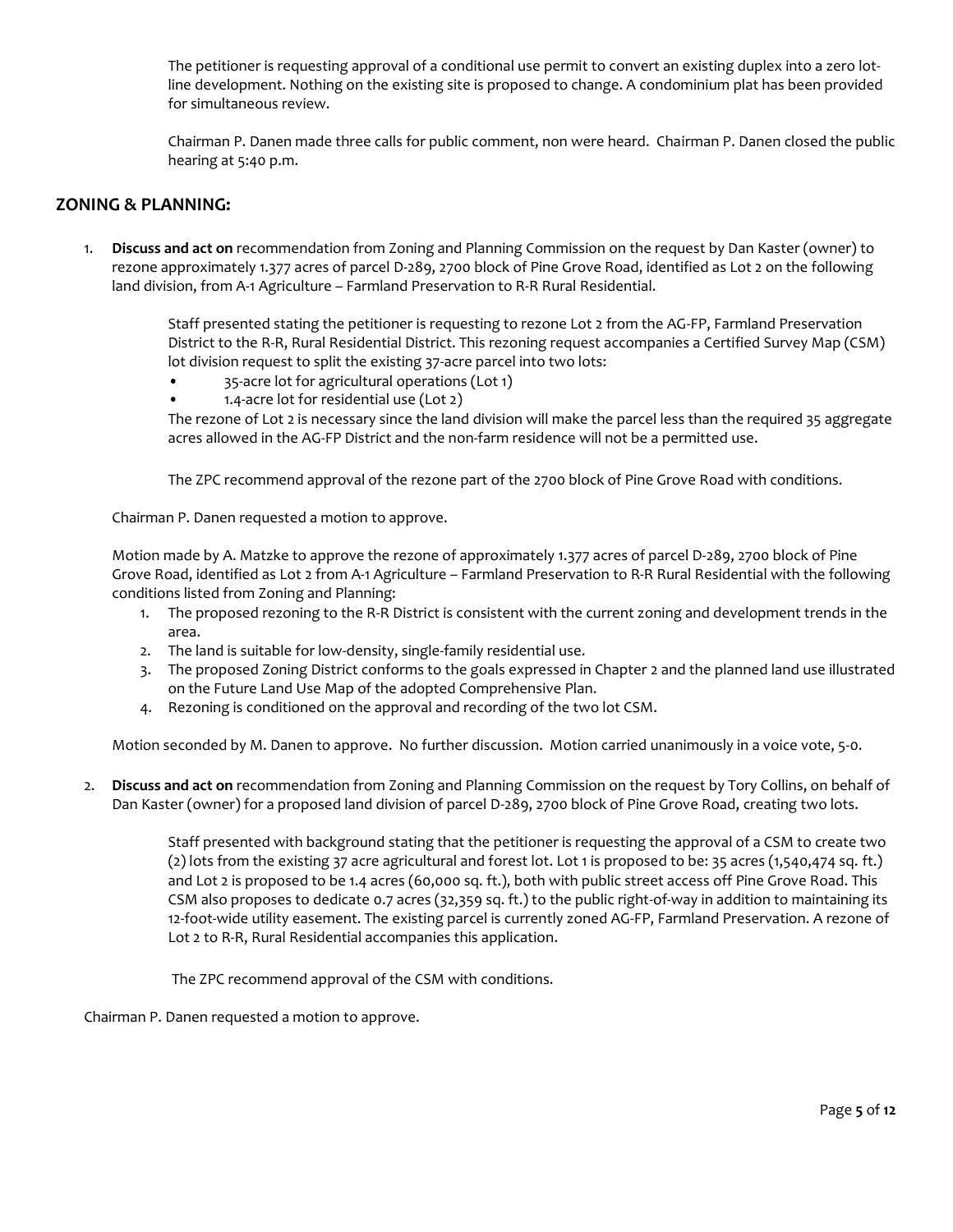The petitioner is requesting approval of a conditional use permit to convert an existing duplex into a zero lot-line development. Nothing on the existing site is proposed to change. A condominium plat has been provided for simultaneous review.

Chairman P. Danen made three calls for public comment, non were heard. Chairman P. Danen closed the public hearing at 5:40 p.m.

## ZONING & PLANNING:

1. **Discuss and act on** recommendation from Zoning and Planning Commission on the request by Dan Kaster (owner) to rezone approximately 1.377 acres of parcel D-289, 2700 block of Pine Grove Road, identified as Lot 2 on the following land division, from A-1 Agriculture – Farmland Preservation to R-R Rural Residential.

   Staff presented stating the petitioner is requesting to rezone Lot 2 from the AG-FP, Farmland Preservation District to the R-R, Rural Residential District. This rezoning request accompanies a Certified Survey Map (CSM) lot division request to split the existing 37-acre parcel into two lots:

   - 35-acre lot for agricultural operations (Lot 1)
   - 1.4-acre lot for residential use (Lot 2)

   The rezone of Lot 2 is necessary since the land division will make the parcel less than the required 35 aggregate acres allowed in the AG-FP District and the non-farm residence will not be a permitted use.

   The ZPC recommend approval of the rezone part of the 2700 block of Pine Grove Road with conditions.

   Chairman P. Danen requested a motion to approve.

   Motion made by A. Matzke to approve the rezone of approximately 1.377 acres of parcel D-289, 2700 block of Pine Grove Road, identified as Lot 2 from A-1 Agriculture – Farmland Preservation to R-R Rural Residential with the following conditions listed from Zoning and Planning:

   1. The proposed rezoning to the R-R District is consistent with the current zoning and development trends in the area.
   2. The land is suitable for low-density, single-family residential use.
   3. The proposed Zoning District conforms to the goals expressed in Chapter 2 and the planned land use illustrated on the Future Land Use Map of the adopted Comprehensive Plan.
   4. Rezoning is conditioned on the approval and recording of the two lot CSM.

   Motion seconded by M. Danen to approve. No further discussion. Motion carried unanimously in a voice vote, 5-0.

2. **Discuss and act on** recommendation from Zoning and Planning Commission on the request by Tory Collins, on behalf of Dan Kaster (owner) for a proposed land division of parcel D-289, 2700 block of Pine Grove Road, creating two lots.

   Staff presented with background stating that the petitioner is requesting the approval of a CSM to create two (2) lots from the existing 37 acre agricultural and forest lot. Lot 1 is proposed to be: 35 acres (1,540,474 sq. ft.) and Lot 2 is proposed to be 1.4 acres (60,000 sq. ft.), both with public street access off Pine Grove Road. This CSM also proposes to dedicate 0.7 acres (32,359 sq. ft.) to the public right-of-way in addition to maintaining its 12-foot-wide utility easement. The existing parcel is currently zoned AG-FP, Farmland Preservation. A rezone of Lot 2 to R-R, Rural Residential accompanies this application.

   The ZPC recommend approval of the CSM with conditions.

Chairman P. Danen requested a motion to approve.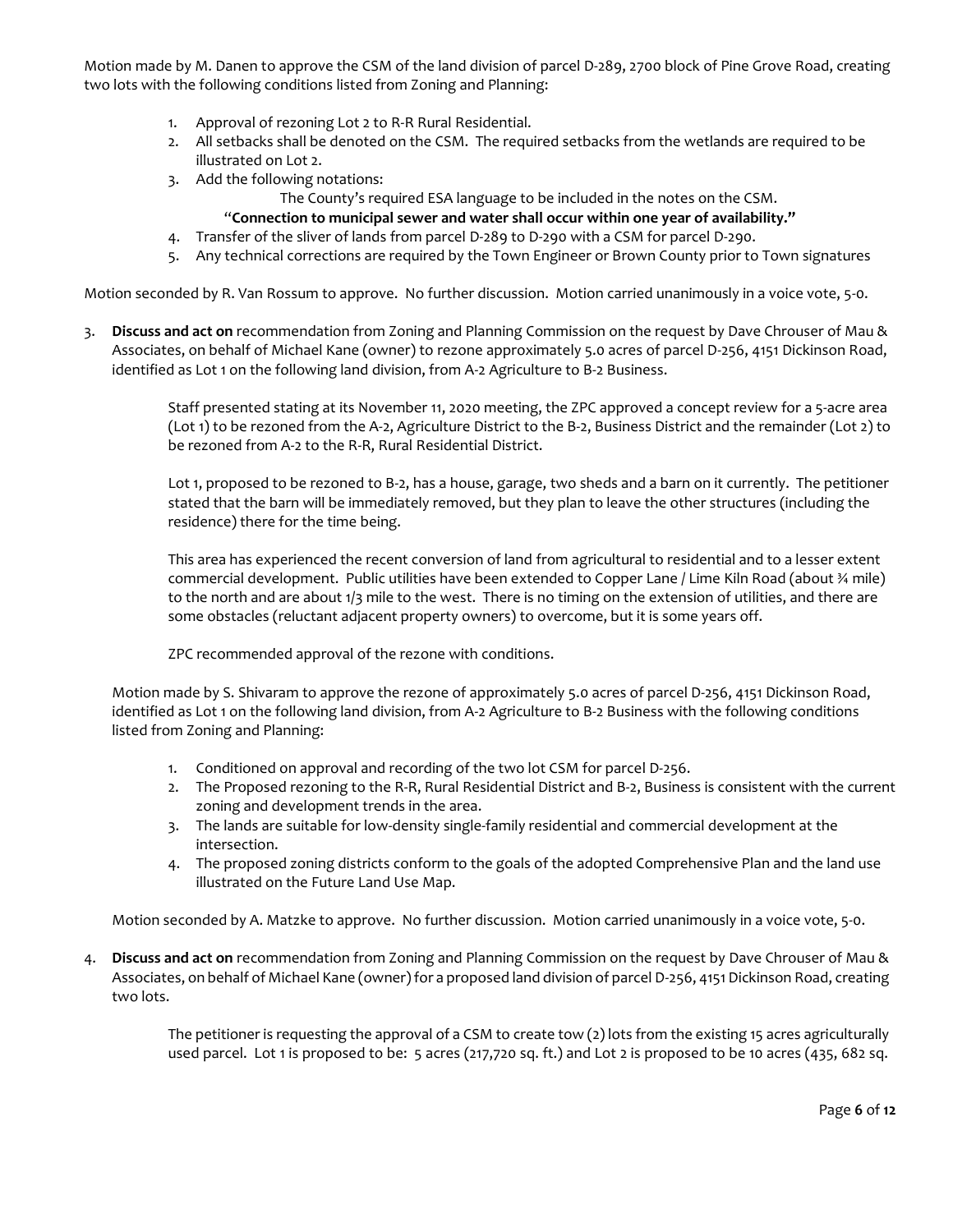Motion made by M. Danen to approve the CSM of the land division of parcel D-289, 2700 block of Pine Grove Road, creating two lots with the following conditions listed from Zoning and Planning:

1. Approval of rezoning Lot 2 to R-R Rural Residential.
2. All setbacks shall be denoted on the CSM. The required setbacks from the wetlands are required to be illustrated on Lot 2.
3. Add the following notations:
   The County's required ESA language to be included in the notes on the CSM.
   "**Connection to municipal sewer and water shall occur within one year of availability."**
4. Transfer of the sliver of lands from parcel D-289 to D-290 with a CSM for parcel D-290.
5. Any technical corrections are required by the Town Engineer or Brown County prior to Town signatures

Motion seconded by R. Van Rossum to approve. No further discussion. Motion carried unanimously in a voice vote, 5-0.

3. **Discuss and act on** recommendation from Zoning and Planning Commission on the request by Dave Chrouser of Mau & Associates, on behalf of Michael Kane (owner) to rezone approximately 5.0 acres of parcel D-256, 4151 Dickinson Road, identified as Lot 1 on the following land division, from A-2 Agriculture to B-2 Business.

   Staff presented stating at its November 11, 2020 meeting, the ZPC approved a concept review for a 5-acre area (Lot 1) to be rezoned from the A-2, Agriculture District to the B-2, Business District and the remainder (Lot 2) to be rezoned from A-2 to the R-R, Rural Residential District.

   Lot 1, proposed to be rezoned to B-2, has a house, garage, two sheds and a barn on it currently. The petitioner stated that the barn will be immediately removed, but they plan to leave the other structures (including the residence) there for the time being.

   This area has experienced the recent conversion of land from agricultural to residential and to a lesser extent commercial development. Public utilities have been extended to Copper Lane / Lime Kiln Road (about ¾ mile) to the north and are about 1/3 mile to the west. There is no timing on the extension of utilities, and there are some obstacles (reluctant adjacent property owners) to overcome, but it is some years off.

   ZPC recommended approval of the rezone with conditions.

   Motion made by S. Shivaram to approve the rezone of approximately 5.0 acres of parcel D-256, 4151 Dickinson Road, identified as Lot 1 on the following land division, from A-2 Agriculture to B-2 Business with the following conditions listed from Zoning and Planning:

   1. Conditioned on approval and recording of the two lot CSM for parcel D-256.
   2. The Proposed rezoning to the R-R, Rural Residential District and B-2, Business is consistent with the current zoning and development trends in the area.
   3. The lands are suitable for low-density single-family residential and commercial development at the intersection.
   4. The proposed zoning districts conform to the goals of the adopted Comprehensive Plan and the land use illustrated on the Future Land Use Map.

   Motion seconded by A. Matzke to approve. No further discussion. Motion carried unanimously in a voice vote, 5-0.

4. **Discuss and act on** recommendation from Zoning and Planning Commission on the request by Dave Chrouser of Mau & Associates, on behalf of Michael Kane (owner) for a proposed land division of parcel D-256, 4151 Dickinson Road, creating two lots.

   The petitioner is requesting the approval of a CSM to create tow (2) lots from the existing 15 acres agriculturally used parcel. Lot 1 is proposed to be: 5 acres (217,720 sq. ft.) and Lot 2 is proposed to be 10 acres (435, 682 sq.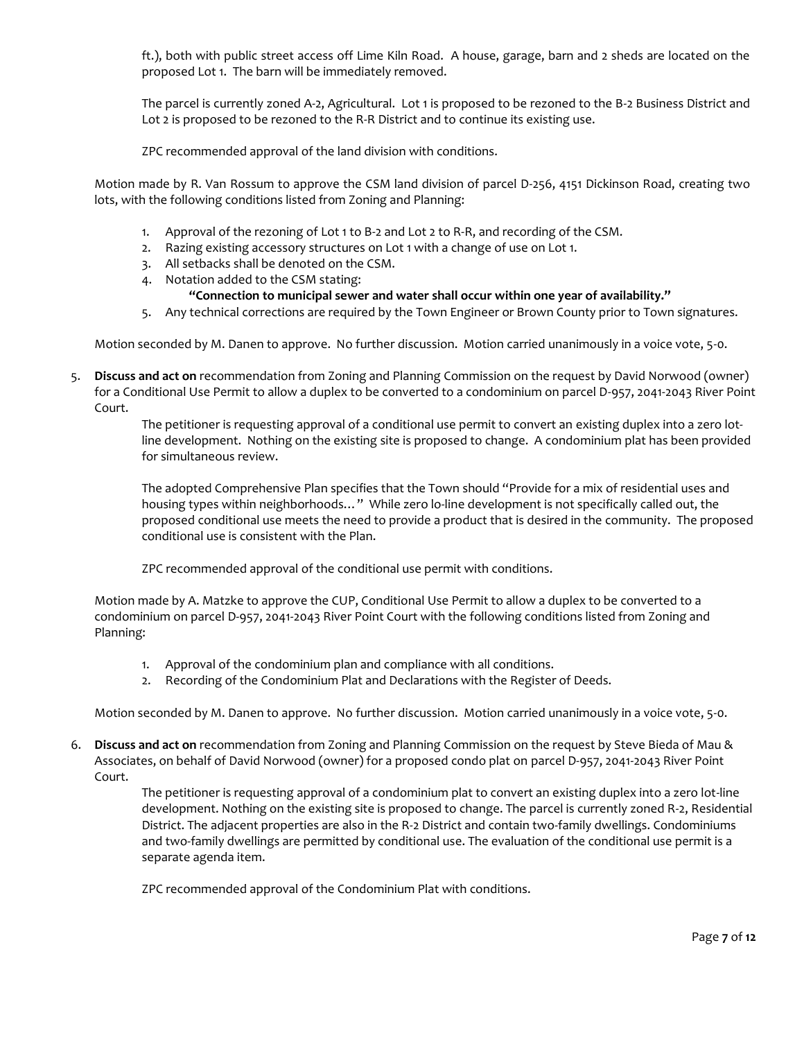ft.), both with public street access off Lime Kiln Road. A house, garage, barn and 2 sheds are located on the proposed Lot 1. The barn will be immediately removed.

The parcel is currently zoned A-2, Agricultural. Lot 1 is proposed to be rezoned to the B-2 Business District and Lot 2 is proposed to be rezoned to the R-R District and to continue its existing use.

ZPC recommended approval of the land division with conditions.

Motion made by R. Van Rossum to approve the CSM land division of parcel D-256, 4151 Dickinson Road, creating two lots, with the following conditions listed from Zoning and Planning:

1. Approval of the rezoning of Lot 1 to B-2 and Lot 2 to R-R, and recording of the CSM.
2. Razing existing accessory structures on Lot 1 with a change of use on Lot 1.
3. All setbacks shall be denoted on the CSM.
4. Notation added to the CSM stating:
   **"Connection to municipal sewer and water shall occur within one year of availability."**
5. Any technical corrections are required by the Town Engineer or Brown County prior to Town signatures.

Motion seconded by M. Danen to approve. No further discussion. Motion carried unanimously in a voice vote, 5-0.

5. **Discuss and act on** recommendation from Zoning and Planning Commission on the request by David Norwood (owner) for a Conditional Use Permit to allow a duplex to be converted to a condominium on parcel D-957, 2041-2043 River Point Court.

   The petitioner is requesting approval of a conditional use permit to convert an existing duplex into a zero lot-line development. Nothing on the existing site is proposed to change. A condominium plat has been provided for simultaneous review.

   The adopted Comprehensive Plan specifies that the Town should "Provide for a mix of residential uses and housing types within neighborhoods…" While zero lo-line development is not specifically called out, the proposed conditional use meets the need to provide a product that is desired in the community. The proposed conditional use is consistent with the Plan.

   ZPC recommended approval of the conditional use permit with conditions.

Motion made by A. Matzke to approve the CUP, Conditional Use Permit to allow a duplex to be converted to a condominium on parcel D-957, 2041-2043 River Point Court with the following conditions listed from Zoning and Planning:

1. Approval of the condominium plan and compliance with all conditions.
2. Recording of the Condominium Plat and Declarations with the Register of Deeds.

Motion seconded by M. Danen to approve. No further discussion. Motion carried unanimously in a voice vote, 5-0.

6. **Discuss and act on** recommendation from Zoning and Planning Commission on the request by Steve Bieda of Mau & Associates, on behalf of David Norwood (owner) for a proposed condo plat on parcel D-957, 2041-2043 River Point Court.

   The petitioner is requesting approval of a condominium plat to convert an existing duplex into a zero lot-line development. Nothing on the existing site is proposed to change. The parcel is currently zoned R-2, Residential District. The adjacent properties are also in the R-2 District and contain two-family dwellings. Condominiums and two-family dwellings are permitted by conditional use. The evaluation of the conditional use permit is a separate agenda item.

   ZPC recommended approval of the Condominium Plat with conditions.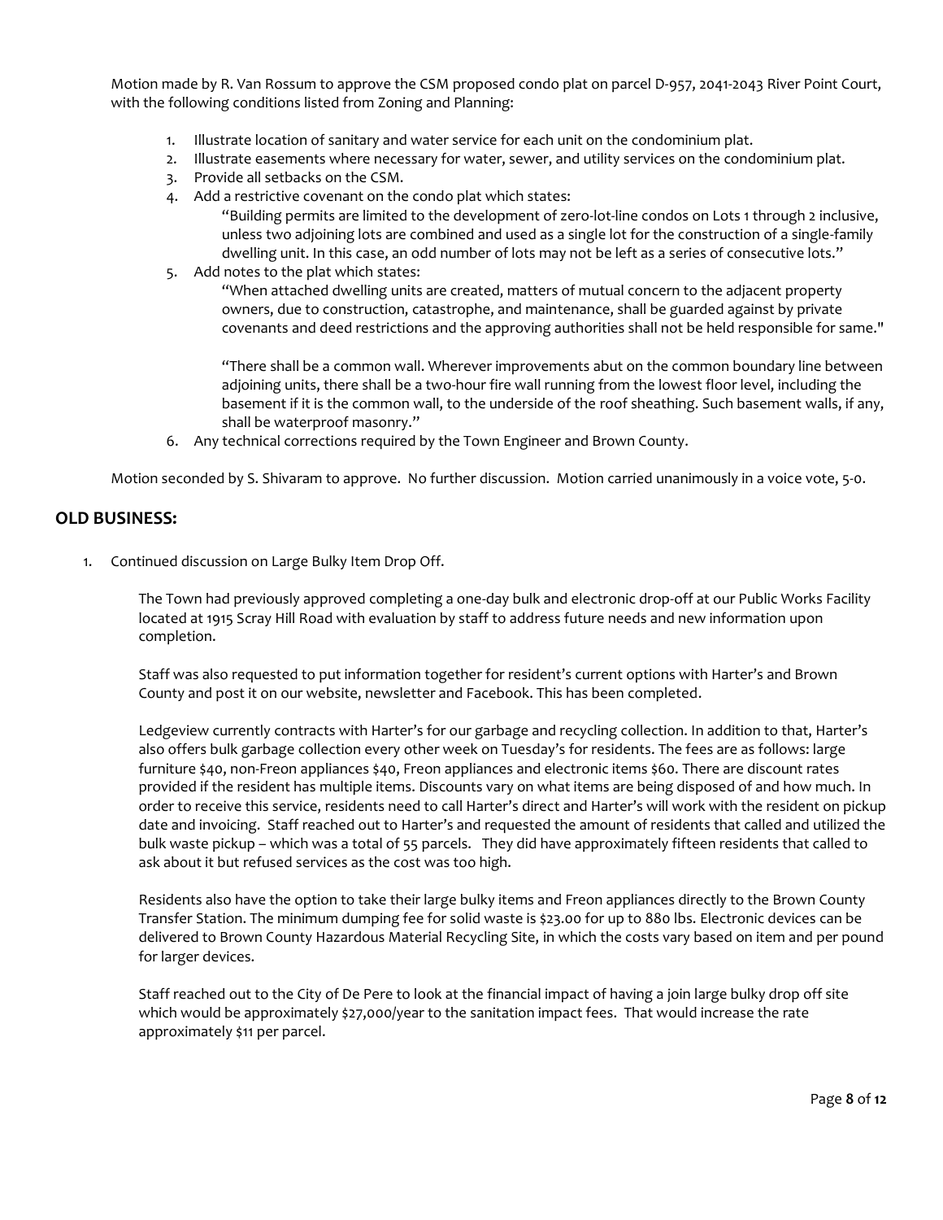Motion made by R. Van Rossum to approve the CSM proposed condo plat on parcel D-957, 2041-2043 River Point Court, with the following conditions listed from Zoning and Planning:

1. Illustrate location of sanitary and water service for each unit on the condominium plat.
2. Illustrate easements where necessary for water, sewer, and utility services on the condominium plat.
3. Provide all setbacks on the CSM.
4. Add a restrictive covenant on the condo plat which states:

   "Building permits are limited to the development of zero-lot-line condos on Lots 1 through 2 inclusive, unless two adjoining lots are combined and used as a single lot for the construction of a single-family dwelling unit. In this case, an odd number of lots may not be left as a series of consecutive lots."
5. Add notes to the plat which states:

   "When attached dwelling units are created, matters of mutual concern to the adjacent property owners, due to construction, catastrophe, and maintenance, shall be guarded against by private covenants and deed restrictions and the approving authorities shall not be held responsible for same."

   "There shall be a common wall. Wherever improvements abut on the common boundary line between adjoining units, there shall be a two-hour fire wall running from the lowest floor level, including the basement if it is the common wall, to the underside of the roof sheathing. Such basement walls, if any, shall be waterproof masonry."
6. Any technical corrections required by the Town Engineer and Brown County.

Motion seconded by S. Shivaram to approve. No further discussion. Motion carried unanimously in a voice vote, 5-0.

## OLD BUSINESS:

1. Continued discussion on Large Bulky Item Drop Off.

   The Town had previously approved completing a one-day bulk and electronic drop-off at our Public Works Facility located at 1915 Scray Hill Road with evaluation by staff to address future needs and new information upon completion.

   Staff was also requested to put information together for resident's current options with Harter's and Brown County and post it on our website, newsletter and Facebook. This has been completed.

   Ledgeview currently contracts with Harter's for our garbage and recycling collection. In addition to that, Harter's also offers bulk garbage collection every other week on Tuesday's for residents. The fees are as follows: large furniture $40, non-Freon appliances $40, Freon appliances and electronic items $60. There are discount rates provided if the resident has multiple items. Discounts vary on what items are being disposed of and how much. In order to receive this service, residents need to call Harter's direct and Harter's will work with the resident on pickup date and invoicing. Staff reached out to Harter's and requested the amount of residents that called and utilized the bulk waste pickup – which was a total of 55 parcels. They did have approximately fifteen residents that called to ask about it but refused services as the cost was too high.

   Residents also have the option to take their large bulky items and Freon appliances directly to the Brown County Transfer Station. The minimum dumping fee for solid waste is $23.00 for up to 880 lbs. Electronic devices can be delivered to Brown County Hazardous Material Recycling Site, in which the costs vary based on item and per pound for larger devices.

   Staff reached out to the City of De Pere to look at the financial impact of having a join large bulky drop off site which would be approximately $27,000/year to the sanitation impact fees. That would increase the rate approximately $11 per parcel.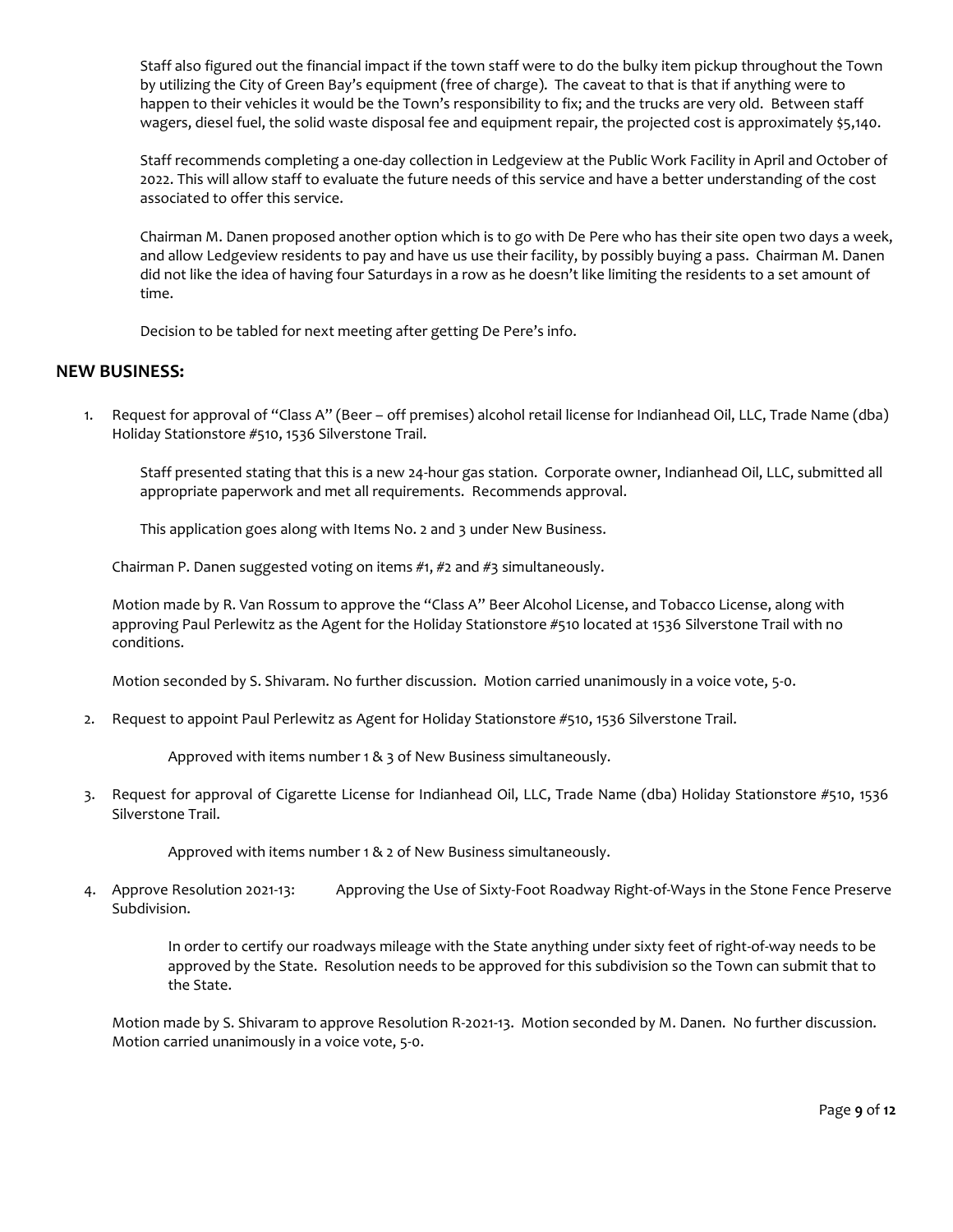Staff also figured out the financial impact if the town staff were to do the bulky item pickup throughout the Town by utilizing the City of Green Bay's equipment (free of charge). The caveat to that is that if anything were to happen to their vehicles it would be the Town's responsibility to fix; and the trucks are very old. Between staff wagers, diesel fuel, the solid waste disposal fee and equipment repair, the projected cost is approximately $5,140.

Staff recommends completing a one-day collection in Ledgeview at the Public Work Facility in April and October of 2022. This will allow staff to evaluate the future needs of this service and have a better understanding of the cost associated to offer this service.

Chairman M. Danen proposed another option which is to go with De Pere who has their site open two days a week, and allow Ledgeview residents to pay and have us use their facility, by possibly buying a pass. Chairman M. Danen did not like the idea of having four Saturdays in a row as he doesn't like limiting the residents to a set amount of time.

Decision to be tabled for next meeting after getting De Pere's info.

## NEW BUSINESS:

1. Request for approval of "Class A" (Beer – off premises) alcohol retail license for Indianhead Oil, LLC, Trade Name (dba) Holiday Stationstore #510, 1536 Silverstone Trail.

   Staff presented stating that this is a new 24-hour gas station. Corporate owner, Indianhead Oil, LLC, submitted all appropriate paperwork and met all requirements. Recommends approval.

   This application goes along with Items No. 2 and 3 under New Business.

   Chairman P. Danen suggested voting on items #1, #2 and #3 simultaneously.

   Motion made by R. Van Rossum to approve the "Class A" Beer Alcohol License, and Tobacco License, along with approving Paul Perlewitz as the Agent for the Holiday Stationstore #510 located at 1536 Silverstone Trail with no conditions.

   Motion seconded by S. Shivaram. No further discussion. Motion carried unanimously in a voice vote, 5-0.

2. Request to appoint Paul Perlewitz as Agent for Holiday Stationstore #510, 1536 Silverstone Trail.

   Approved with items number 1 & 3 of New Business simultaneously.

3. Request for approval of Cigarette License for Indianhead Oil, LLC, Trade Name (dba) Holiday Stationstore #510, 1536 Silverstone Trail.

   Approved with items number 1 & 2 of New Business simultaneously.

4. Approve Resolution 2021-13: Approving the Use of Sixty-Foot Roadway Right-of-Ways in the Stone Fence Preserve Subdivision.

   In order to certify our roadways mileage with the State anything under sixty feet of right-of-way needs to be approved by the State. Resolution needs to be approved for this subdivision so the Town can submit that to the State.

   Motion made by S. Shivaram to approve Resolution R-2021-13. Motion seconded by M. Danen. No further discussion. Motion carried unanimously in a voice vote, 5-0.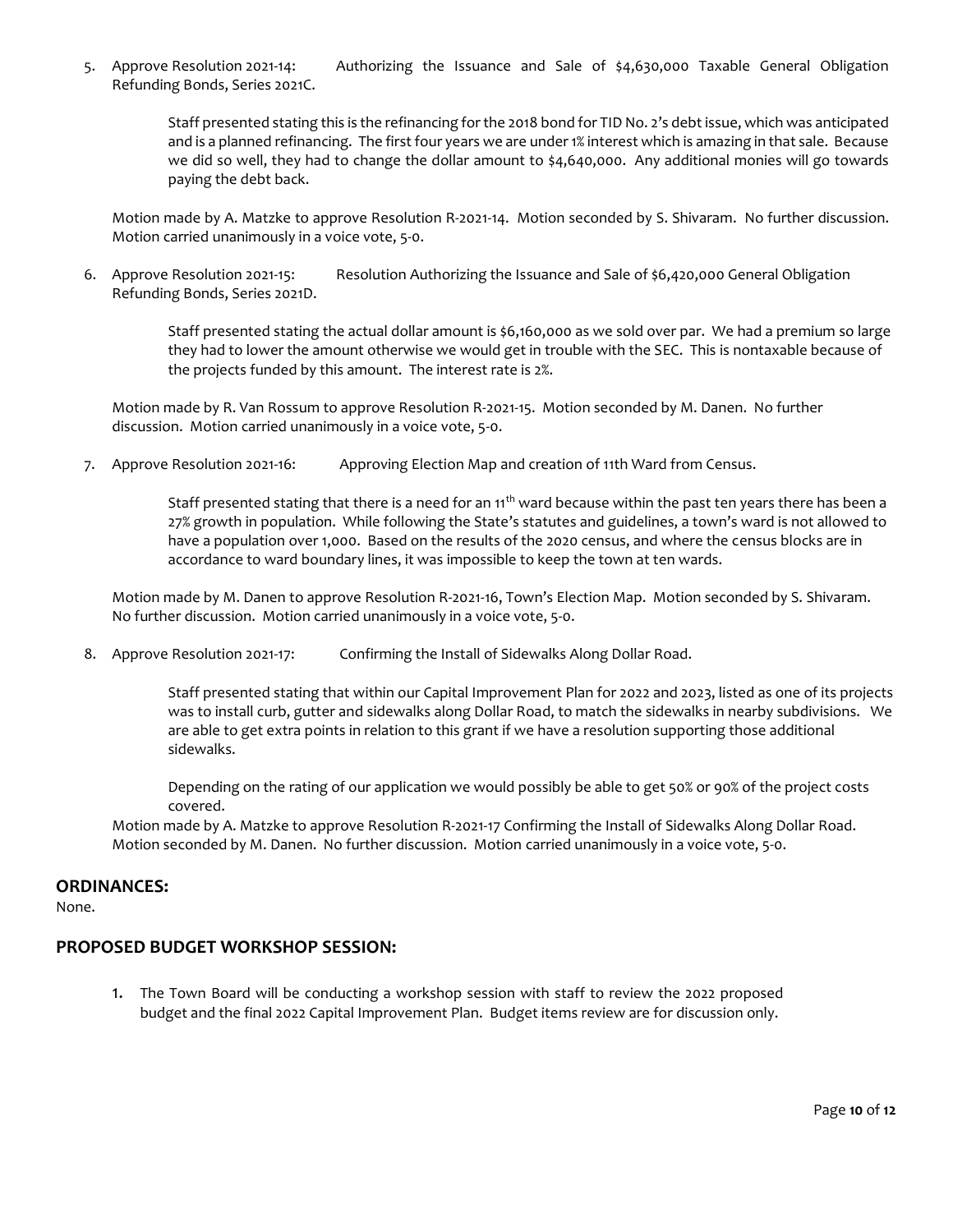5. Approve Resolution 2021-14: Authorizing the Issuance and Sale of $4,630,000 Taxable General Obligation Refunding Bonds, Series 2021C.

   Staff presented stating this is the refinancing for the 2018 bond for TID No. 2's debt issue, which was anticipated and is a planned refinancing. The first four years we are under 1% interest which is amazing in that sale. Because we did so well, they had to change the dollar amount to $4,640,000. Any additional monies will go towards paying the debt back.

   Motion made by A. Matzke to approve Resolution R-2021-14. Motion seconded by S. Shivaram. No further discussion. Motion carried unanimously in a voice vote, 5-0.

6. Approve Resolution 2021-15: Resolution Authorizing the Issuance and Sale of $6,420,000 General Obligation Refunding Bonds, Series 2021D.

   Staff presented stating the actual dollar amount is $6,160,000 as we sold over par. We had a premium so large they had to lower the amount otherwise we would get in trouble with the SEC. This is nontaxable because of the projects funded by this amount. The interest rate is 2%.

   Motion made by R. Van Rossum to approve Resolution R-2021-15. Motion seconded by M. Danen. No further discussion. Motion carried unanimously in a voice vote, 5-0.

7. Approve Resolution 2021-16: Approving Election Map and creation of 11th Ward from Census.

   Staff presented stating that there is a need for an 11th ward because within the past ten years there has been a 27% growth in population. While following the State's statutes and guidelines, a town's ward is not allowed to have a population over 1,000. Based on the results of the 2020 census, and where the census blocks are in accordance to ward boundary lines, it was impossible to keep the town at ten wards.

   Motion made by M. Danen to approve Resolution R-2021-16, Town's Election Map. Motion seconded by S. Shivaram. No further discussion. Motion carried unanimously in a voice vote, 5-0.

8. Approve Resolution 2021-17: Confirming the Install of Sidewalks Along Dollar Road.

   Staff presented stating that within our Capital Improvement Plan for 2022 and 2023, listed as one of its projects was to install curb, gutter and sidewalks along Dollar Road, to match the sidewalks in nearby subdivisions. We are able to get extra points in relation to this grant if we have a resolution supporting those additional sidewalks.

   Depending on the rating of our application we would possibly be able to get 50% or 90% of the project costs covered.

   Motion made by A. Matzke to approve Resolution R-2021-17 Confirming the Install of Sidewalks Along Dollar Road. Motion seconded by M. Danen. No further discussion. Motion carried unanimously in a voice vote, 5-0.

## ORDINANCES:

None.

## PROPOSED BUDGET WORKSHOP SESSION:

1. The Town Board will be conducting a workshop session with staff to review the 2022 proposed budget and the final 2022 Capital Improvement Plan. Budget items review are for discussion only.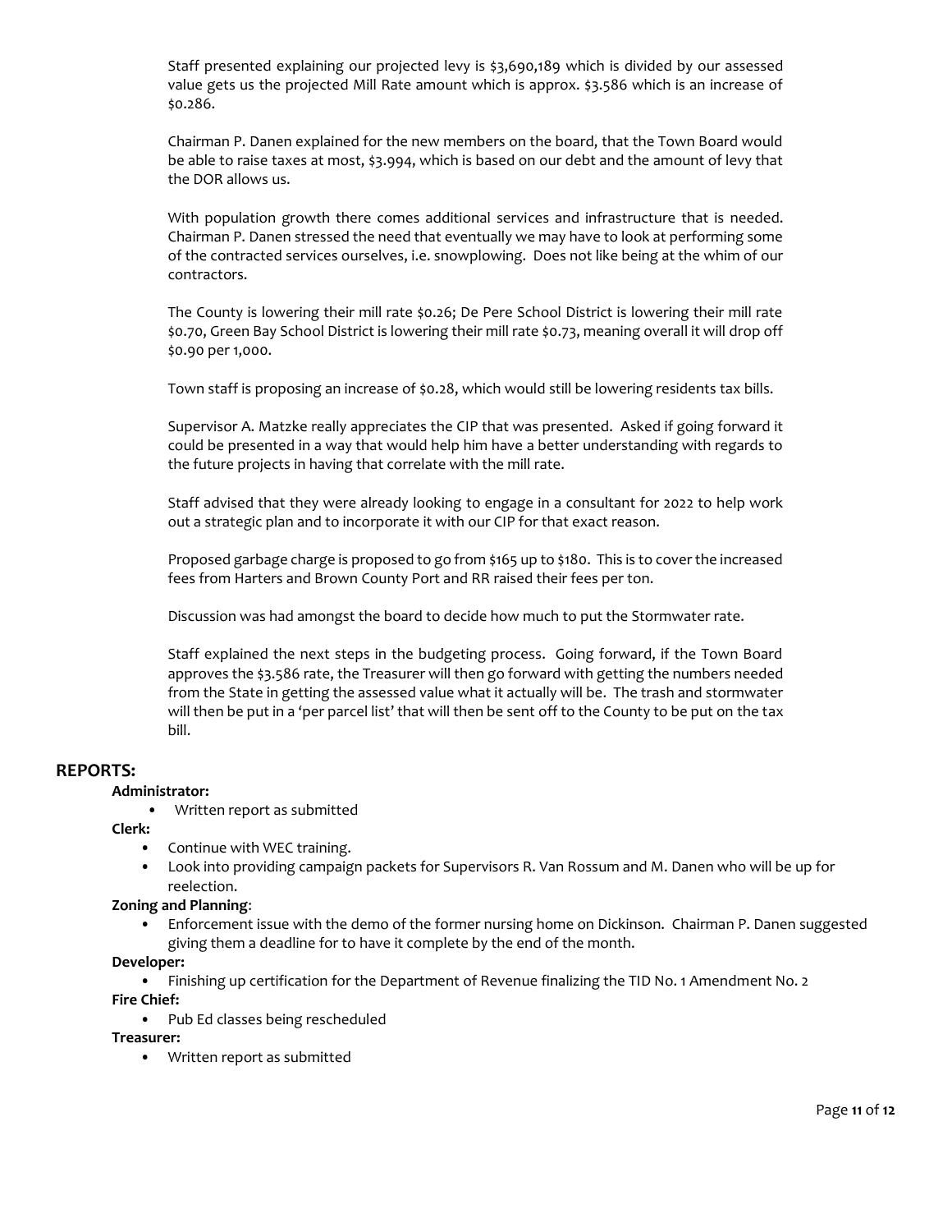Staff presented explaining our projected levy is $3,690,189 which is divided by our assessed value gets us the projected Mill Rate amount which is approx. $3.586 which is an increase of $0.286.

Chairman P. Danen explained for the new members on the board, that the Town Board would be able to raise taxes at most, $3.994, which is based on our debt and the amount of levy that the DOR allows us.

With population growth there comes additional services and infrastructure that is needed. Chairman P. Danen stressed the need that eventually we may have to look at performing some of the contracted services ourselves, i.e. snowplowing. Does not like being at the whim of our contractors.

The County is lowering their mill rate $0.26; De Pere School District is lowering their mill rate $0.70, Green Bay School District is lowering their mill rate $0.73, meaning overall it will drop off $0.90 per 1,000.

Town staff is proposing an increase of $0.28, which would still be lowering residents tax bills.

Supervisor A. Matzke really appreciates the CIP that was presented. Asked if going forward it could be presented in a way that would help him have a better understanding with regards to the future projects in having that correlate with the mill rate.

Staff advised that they were already looking to engage in a consultant for 2022 to help work out a strategic plan and to incorporate it with our CIP for that exact reason.

Proposed garbage charge is proposed to go from $165 up to $180. This is to cover the increased fees from Harters and Brown County Port and RR raised their fees per ton.

Discussion was had amongst the board to decide how much to put the Stormwater rate.

Staff explained the next steps in the budgeting process. Going forward, if the Town Board approves the $3.586 rate, the Treasurer will then go forward with getting the numbers needed from the State in getting the assessed value what it actually will be. The trash and stormwater will then be put in a 'per parcel list' that will then be sent off to the County to be put on the tax bill.

## REPORTS:

**Administrator:**

- Written report as submitted

**Clerk:**

- Continue with WEC training.
- Look into providing campaign packets for Supervisors R. Van Rossum and M. Danen who will be up for reelection.

**Zoning and Planning**:

- Enforcement issue with the demo of the former nursing home on Dickinson. Chairman P. Danen suggested giving them a deadline for to have it complete by the end of the month.

**Developer:**

- Finishing up certification for the Department of Revenue finalizing the TID No. 1 Amendment No. 2

**Fire Chief:**

- Pub Ed classes being rescheduled

**Treasurer:**

- Written report as submitted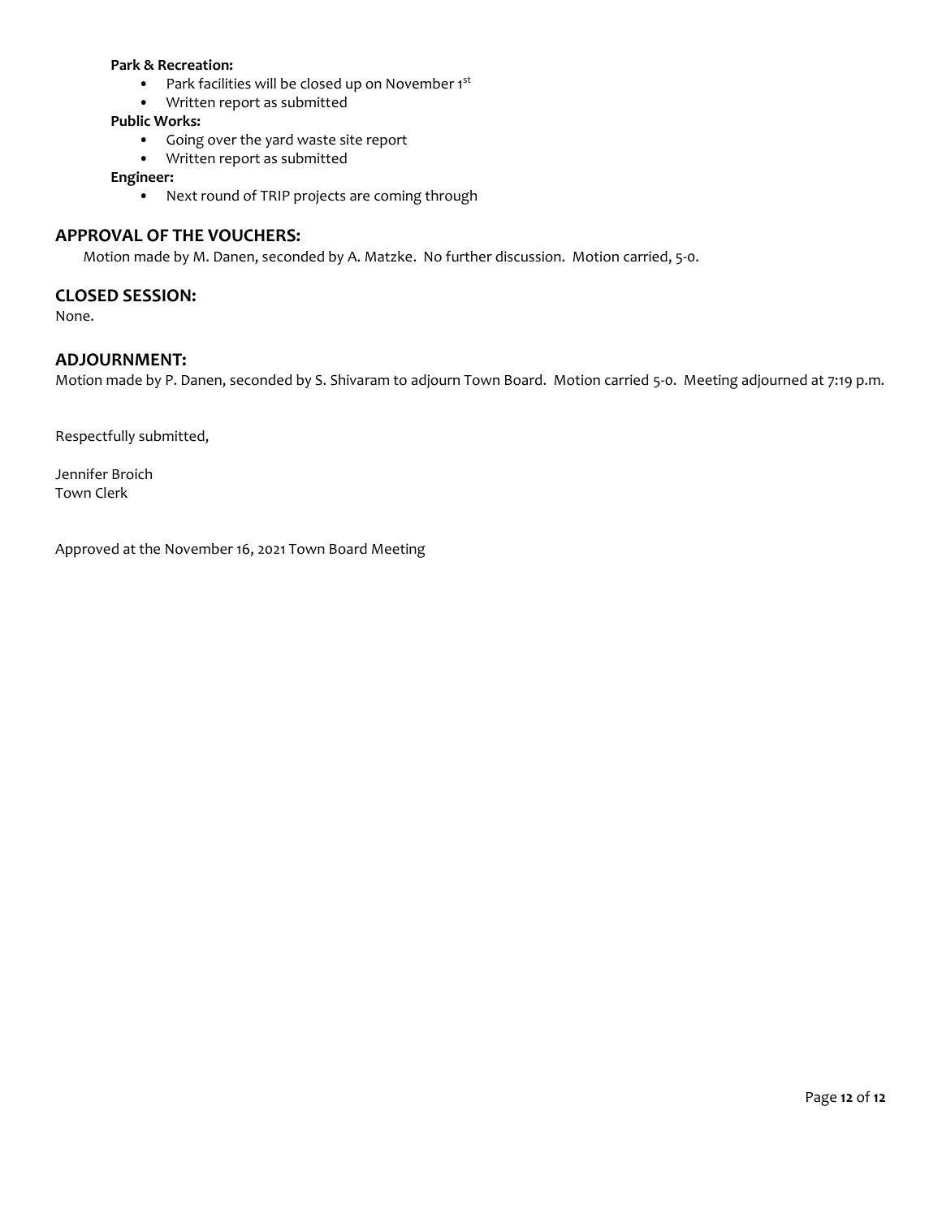**Park & Recreation:**

- Park facilities will be closed up on November 1st
- Written report as submitted

**Public Works:**

- Going over the yard waste site report
- Written report as submitted

**Engineer:**

- Next round of TRIP projects are coming through

## APPROVAL OF THE VOUCHERS:

Motion made by M. Danen, seconded by A. Matzke. No further discussion. Motion carried, 5-0.

## CLOSED SESSION:

None.

## ADJOURNMENT:

Motion made by P. Danen, seconded by S. Shivaram to adjourn Town Board. Motion carried 5-0. Meeting adjourned at 7:19 p.m.

Respectfully submitted,

Jennifer Broich
Town Clerk

Approved at the November 16, 2021 Town Board Meeting